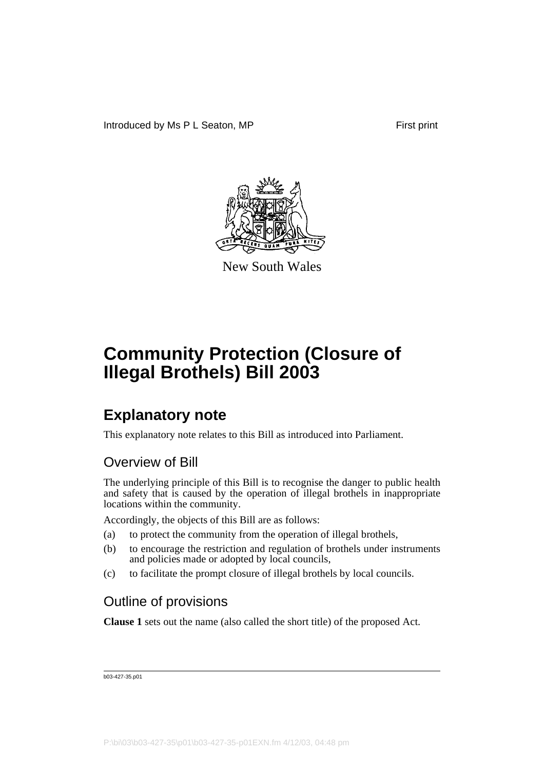Introduced by Ms P L Seaton, MP First print

New South Wales

# Community Protection (Closure of Illegal Brothels) Bill 2003

## Explanatory note

This explanatory note relates to this Bill as introduced into Parliament.

### Overview of Bill

The underlying principle of this Bill is to recognise the danger to public health and safety that is caused by the operation of illegal brothels in inappropriate locations within the community.

Accordingly, the objects of this Bill are as follows:

(a) to protect the community from the operation of illegal brothels,

(b) to encourage the restriction and regulation of brothels under instruments and policies made or adopted by local councils,

(c) to facilitate the prompt closure of illegal brothels by local councils.

### Outline of provisions

**Clause 1** sets out the name (also called the short title) of the proposed Act.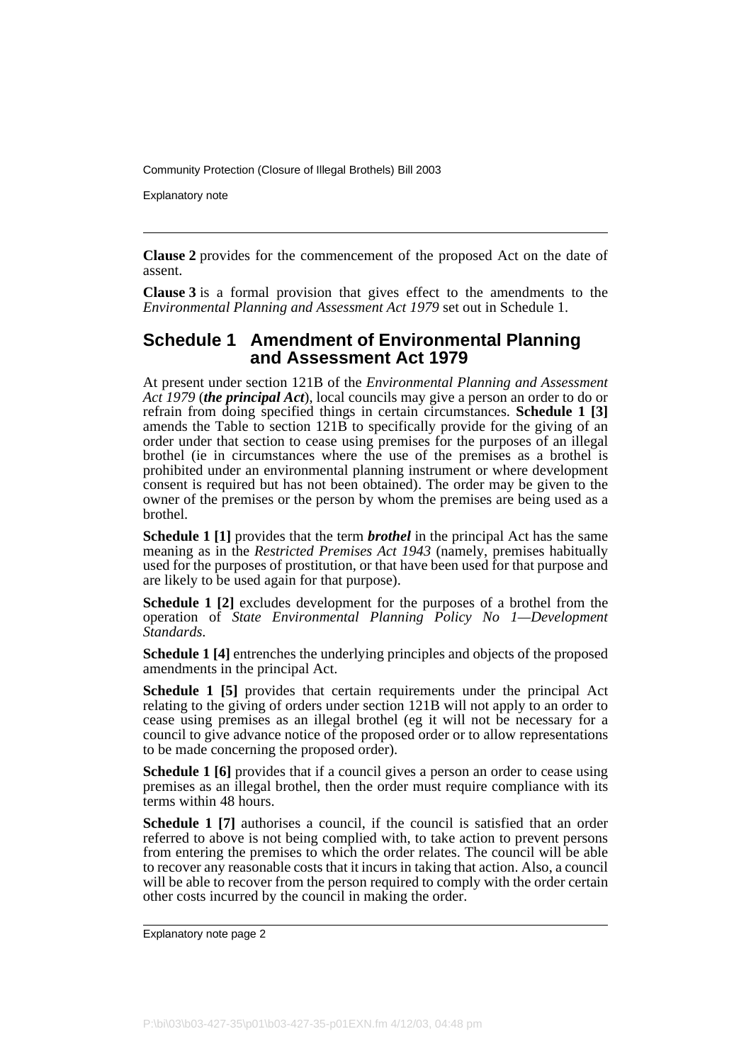**Clause 2** provides for the commencement of the proposed Act on the date of assent.

**Clause 3** is a formal provision that gives effect to the amendments to the *Environmental Planning and Assessment Act 1979* set out in Schedule 1.

## Schedule 1 Amendment of Environmental Planning and Assessment Act 1979

At present under section 121B of the *Environmental Planning and Assessment Act 1979* (***the principal Act***), local councils may give a person an order to do or refrain from doing specified things in certain circumstances. **Schedule 1 [3]** amends the Table to section 121B to specifically provide for the giving of an order under that section to cease using premises for the purposes of an illegal brothel (ie in circumstances where the use of the premises as a brothel is prohibited under an environmental planning instrument or where development consent is required but has not been obtained). The order may be given to the owner of the premises or the person by whom the premises are being used as a brothel.

**Schedule 1 [1]** provides that the term ***brothel*** in the principal Act has the same meaning as in the *Restricted Premises Act 1943* (namely, premises habitually used for the purposes of prostitution, or that have been used for that purpose and are likely to be used again for that purpose).

**Schedule 1 [2]** excludes development for the purposes of a brothel from the operation of *State Environmental Planning Policy No 1—Development Standards*.

**Schedule 1 [4]** entrenches the underlying principles and objects of the proposed amendments in the principal Act.

**Schedule 1 [5]** provides that certain requirements under the principal Act relating to the giving of orders under section 121B will not apply to an order to cease using premises as an illegal brothel (eg it will not be necessary for a council to give advance notice of the proposed order or to allow representations to be made concerning the proposed order).

**Schedule 1 [6]** provides that if a council gives a person an order to cease using premises as an illegal brothel, then the order must require compliance with its terms within 48 hours.

**Schedule 1 [7]** authorises a council, if the council is satisfied that an order referred to above is not being complied with, to take action to prevent persons from entering the premises to which the order relates. The council will be able to recover any reasonable costs that it incurs in taking that action. Also, a council will be able to recover from the person required to comply with the order certain other costs incurred by the council in making the order.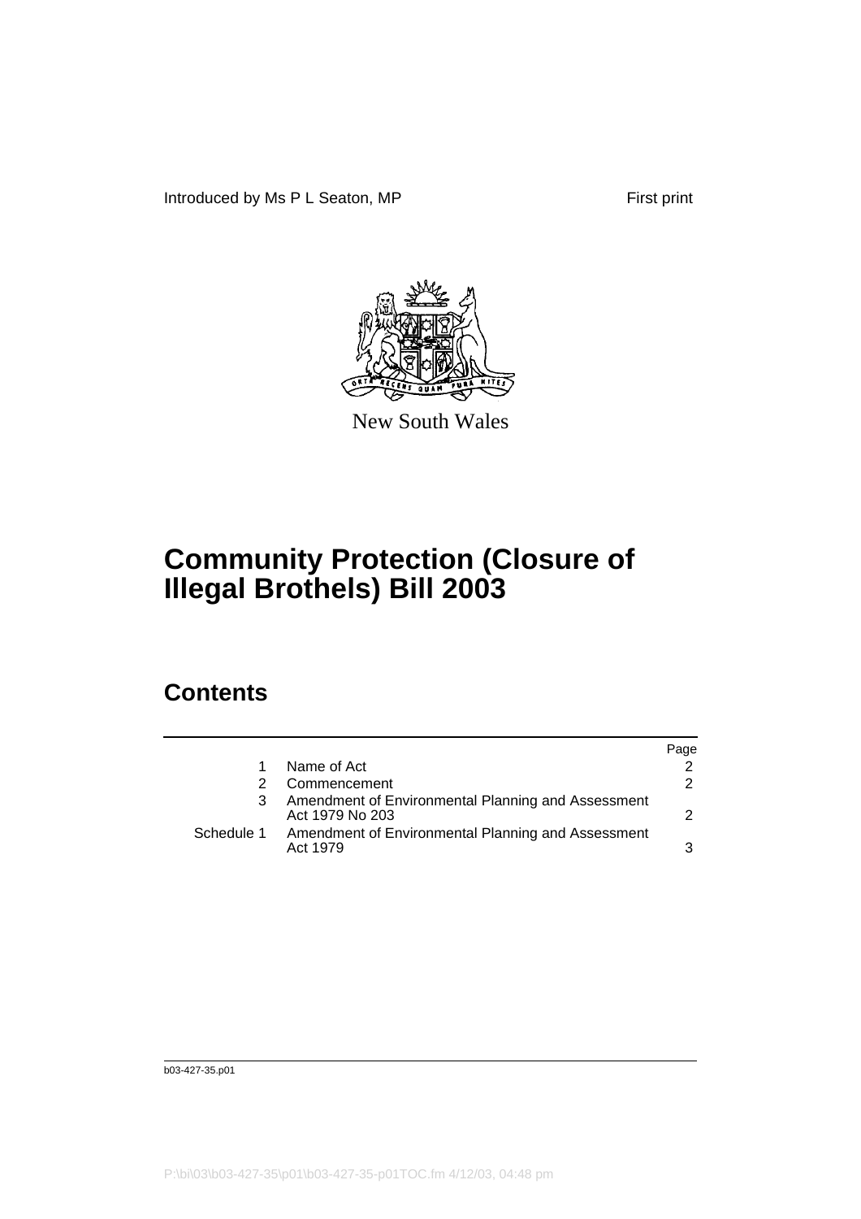Introduced by Ms P L Seaton, MP First print

New South Wales

# Community Protection (Closure of Illegal Brothels) Bill 2003

## Contents

| | | Page |
|---|---|---|
| 1 | Name of Act | 2 |
| 2 | Commencement | 2 |
| 3 | Amendment of Environmental Planning and Assessment Act 1979 No 203 | 2 |
| Schedule 1 | Amendment of Environmental Planning and Assessment Act 1979 | 3 |

b03-427-35.p01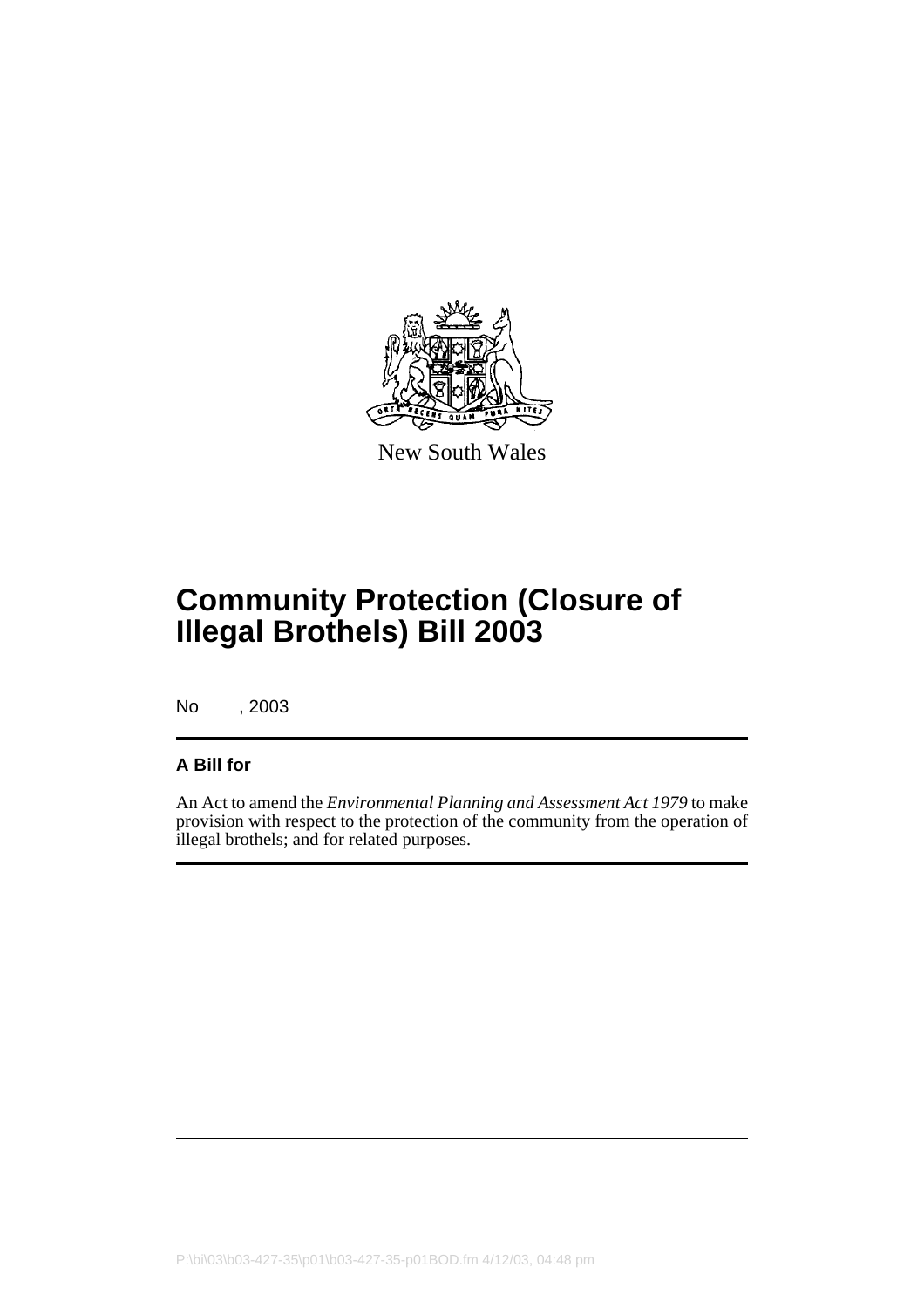New South Wales

# Community Protection (Closure of Illegal Brothels) Bill 2003

No , 2003

## A Bill for

An Act to amend the *Environmental Planning and Assessment Act 1979* to make provision with respect to the protection of the community from the operation of illegal brothels; and for related purposes.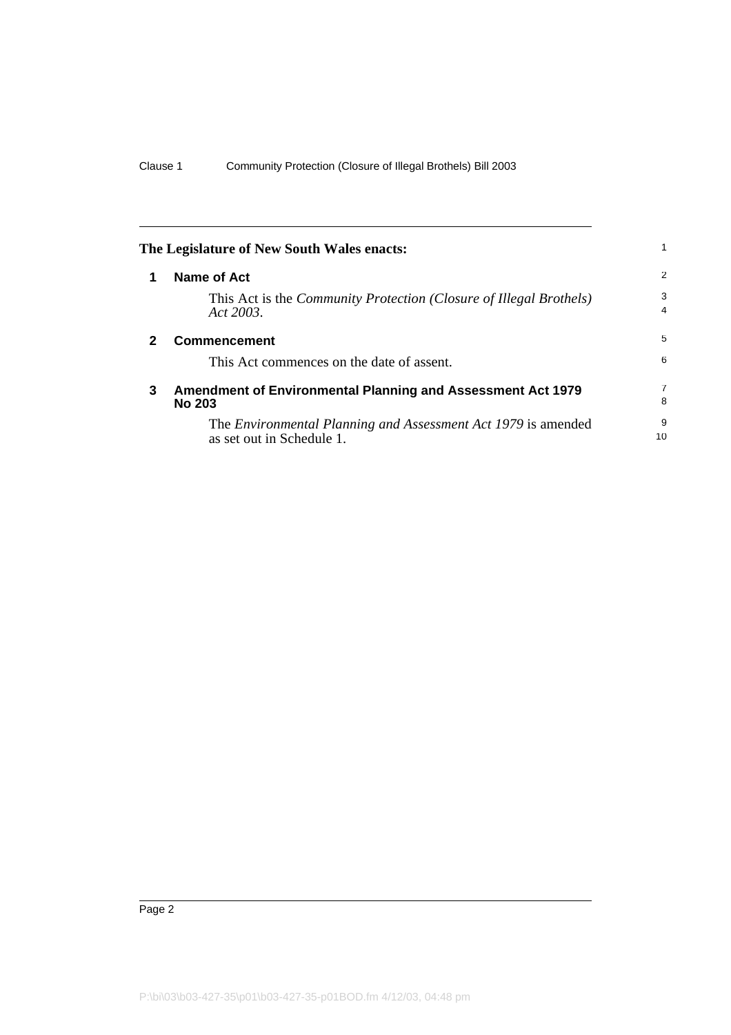**The Legislature of New South Wales enacts:**

## 1 Name of Act

This Act is the *Community Protection (Closure of Illegal Brothels) Act 2003*.

## 2 Commencement

This Act commences on the date of assent.

## 3 Amendment of Environmental Planning and Assessment Act 1979 No 203

The *Environmental Planning and Assessment Act 1979* is amended as set out in Schedule 1.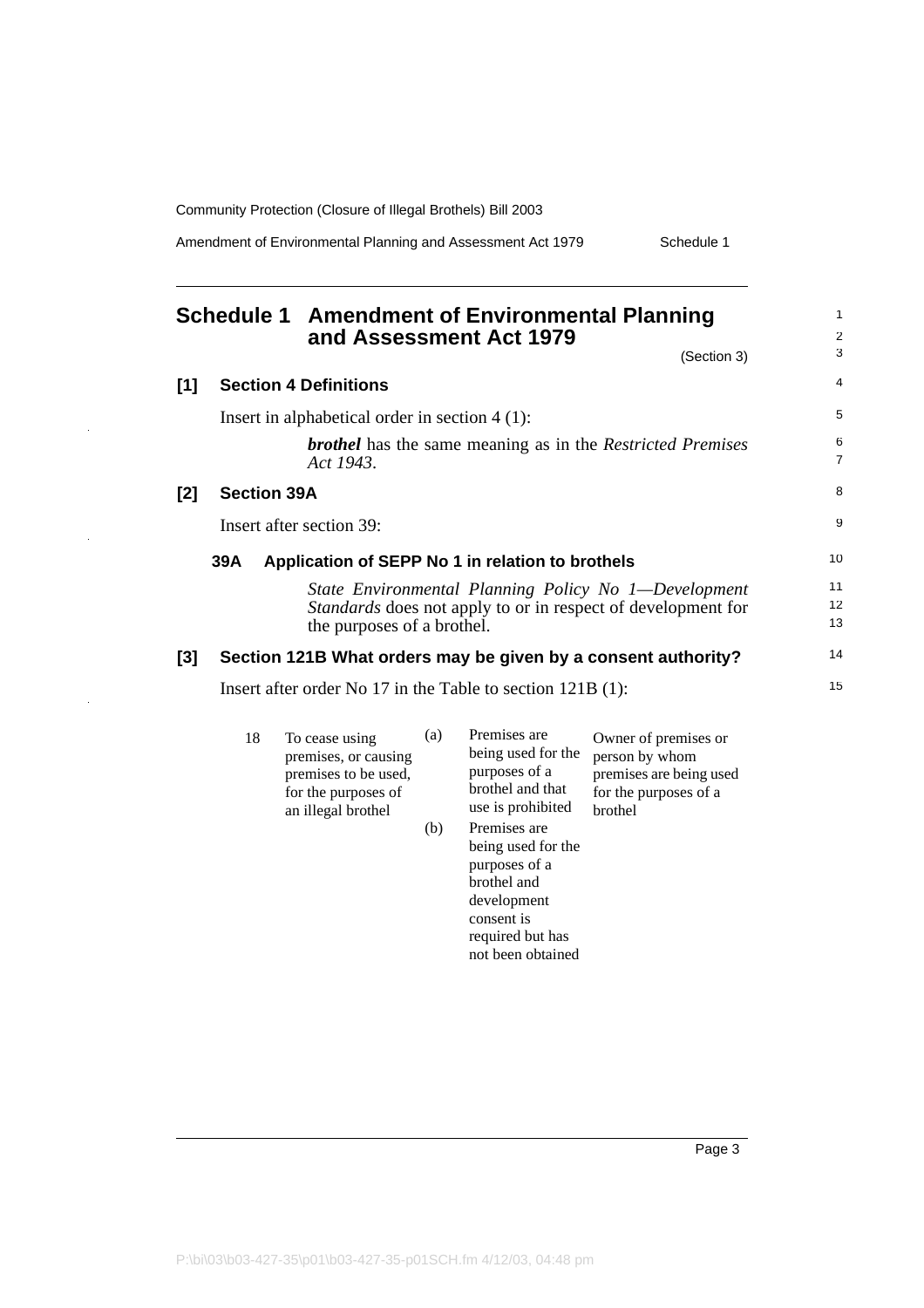# Schedule 1 Amendment of Environmental Planning and Assessment Act 1979

(Section 3)

## [1] Section 4 Definitions

Insert in alphabetical order in section 4 (1):

> ***brothel*** has the same meaning as in the *Restricted Premises Act 1943*.

## [2] Section 39A

Insert after section 39:

### 39A Application of SEPP No 1 in relation to brothels

> *State Environmental Planning Policy No 1—Development Standards* does not apply to or in respect of development for the purposes of a brothel.

## [3] Section 121B What orders may be given by a consent authority?

Insert after order No 17 in the Table to section 121B (1):

| | | | | |
|---|---|---|---|---|
| 18 | To cease using premises, or causing premises to be used, for the purposes of an illegal brothel | (a) | Premises are being used for the purposes of a brothel and that use is prohibited | Owner of premises or person by whom premises are being used for the purposes of a brothel |
| | | (b) | Premises are being used for the purposes of a brothel and development consent is required but has not been obtained | |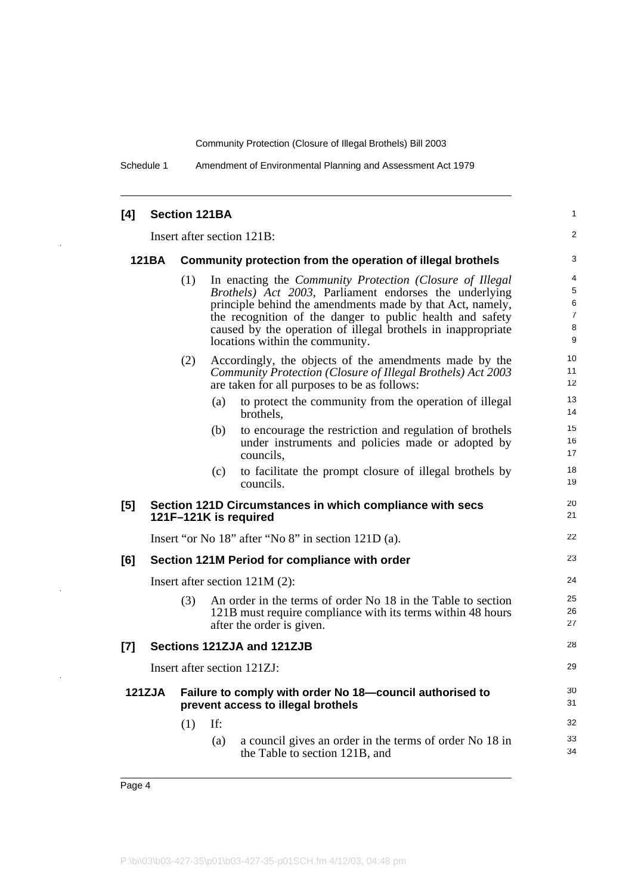**[4] Section 121BA**

Insert after section 121B:

**121BA Community protection from the operation of illegal brothels**

(1) In enacting the *Community Protection (Closure of Illegal Brothels) Act 2003*, Parliament endorses the underlying principle behind the amendments made by that Act, namely, the recognition of the danger to public health and safety caused by the operation of illegal brothels in inappropriate locations within the community.

(2) Accordingly, the objects of the amendments made by the *Community Protection (Closure of Illegal Brothels) Act 2003* are taken for all purposes to be as follows:

- (a) to protect the community from the operation of illegal brothels,
- (b) to encourage the restriction and regulation of brothels under instruments and policies made or adopted by councils,
- (c) to facilitate the prompt closure of illegal brothels by councils.

**[5] Section 121D Circumstances in which compliance with secs 121F–121K is required**

Insert "or No 18" after "No 8" in section 121D (a).

**[6] Section 121M Period for compliance with order**

Insert after section 121M (2):

(3) An order in the terms of order No 18 in the Table to section 121B must require compliance with its terms within 48 hours after the order is given.

**[7] Sections 121ZJA and 121ZJB**

Insert after section 121ZJ:

**121ZJA Failure to comply with order No 18—council authorised to prevent access to illegal brothels**

(1) If:

- (a) a council gives an order in the terms of order No 18 in the Table to section 121B, and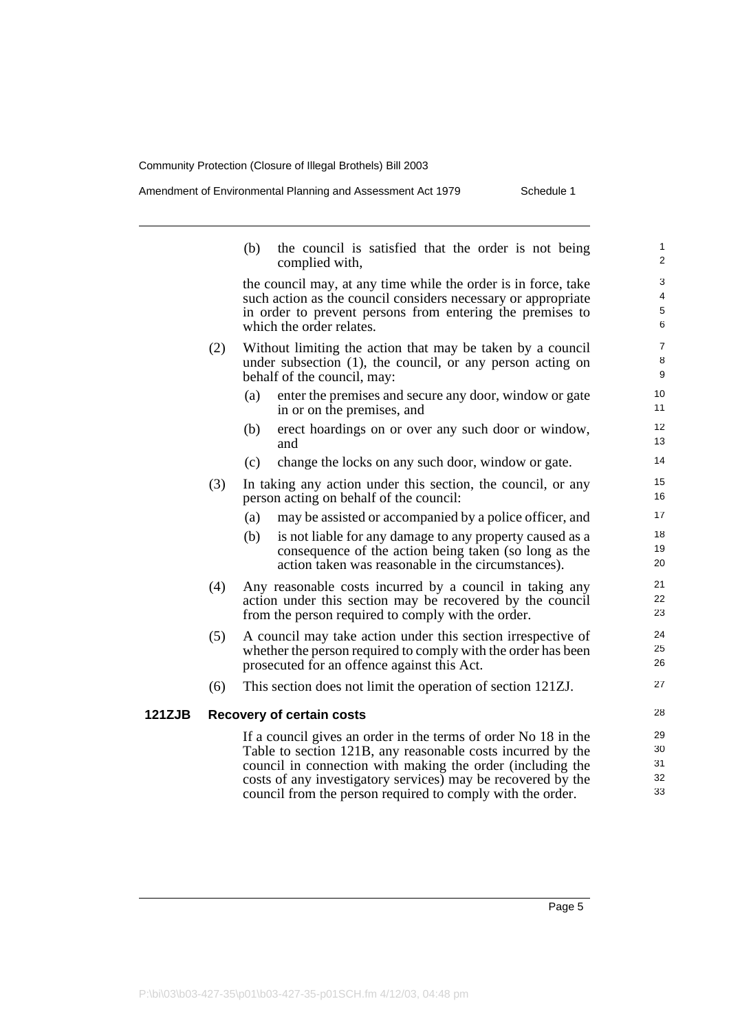(b) the council is satisfied that the order is not being complied with,

the council may, at any time while the order is in force, take such action as the council considers necessary or appropriate in order to prevent persons from entering the premises to which the order relates.

(2) Without limiting the action that may be taken by a council under subsection (1), the council, or any person acting on behalf of the council, may:

(a) enter the premises and secure any door, window or gate in or on the premises, and

(b) erect hoardings on or over any such door or window, and

(c) change the locks on any such door, window or gate.

(3) In taking any action under this section, the council, or any person acting on behalf of the council:

(a) may be assisted or accompanied by a police officer, and

(b) is not liable for any damage to any property caused as a consequence of the action being taken (so long as the action taken was reasonable in the circumstances).

(4) Any reasonable costs incurred by a council in taking any action under this section may be recovered by the council from the person required to comply with the order.

(5) A council may take action under this section irrespective of whether the person required to comply with the order has been prosecuted for an offence against this Act.

(6) This section does not limit the operation of section 121ZJ.

**121ZJB Recovery of certain costs**

If a council gives an order in the terms of order No 18 in the Table to section 121B, any reasonable costs incurred by the council in connection with making the order (including the costs of any investigatory services) may be recovered by the council from the person required to comply with the order.